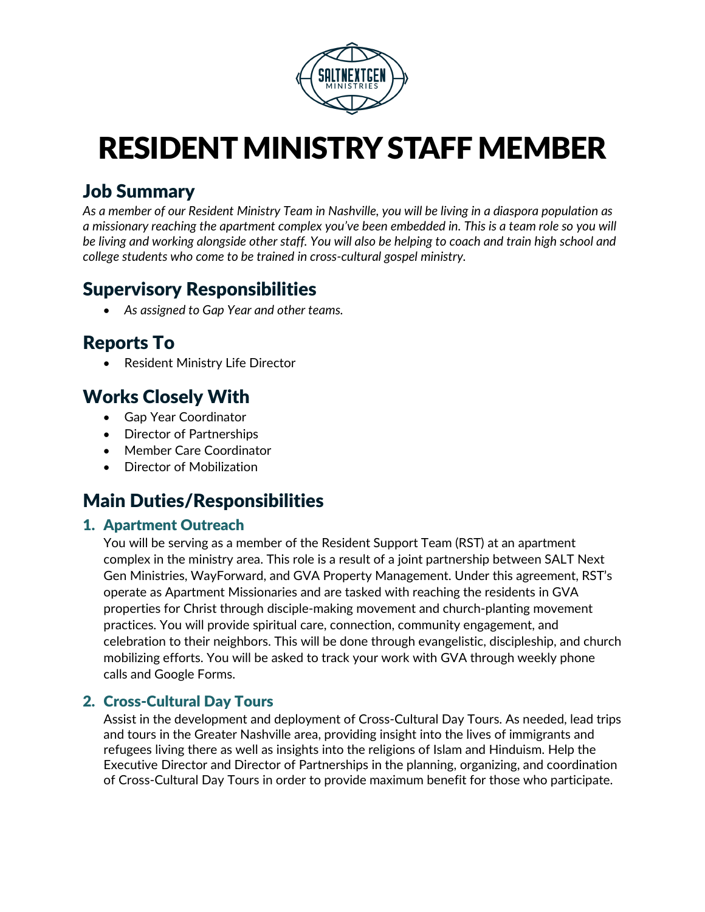# RESIDENT MINISTRY STAFF MEMBER

## Job Summary

*As a member of our Resident Ministry Team in Nashville, you will be living in a diaspora population as a missionary reaching the apartment complex you've been embedded in. This is a team role so you will be living and working alongside other staff. You will also be helping to coach and train high school and college students who come to be trained in cross-cultural gospel ministry.*

## Supervisory Responsibilities

- *As assigned to Gap Year and other teams.*

## Reports To

- Resident Ministry Life Director

## Works Closely With

- Gap Year Coordinator
- Director of Partnerships
- Member Care Coordinator
- Director of Mobilization

## Main Duties/Responsibilities

### 1. Apartment Outreach

You will be serving as a member of the Resident Support Team (RST) at an apartment complex in the ministry area. This role is a result of a joint partnership between SALT Next Gen Ministries, WayForward, and GVA Property Management. Under this agreement, RST's operate as Apartment Missionaries and are tasked with reaching the residents in GVA properties for Christ through disciple-making movement and church-planting movement practices. You will provide spiritual care, connection, community engagement, and celebration to their neighbors. This will be done through evangelistic, discipleship, and church mobilizing efforts. You will be asked to track your work with GVA through weekly phone calls and Google Forms.

### 2. Cross-Cultural Day Tours

Assist in the development and deployment of Cross-Cultural Day Tours. As needed, lead trips and tours in the Greater Nashville area, providing insight into the lives of immigrants and refugees living there as well as insights into the religions of Islam and Hinduism. Help the Executive Director and Director of Partnerships in the planning, organizing, and coordination of Cross-Cultural Day Tours in order to provide maximum benefit for those who participate.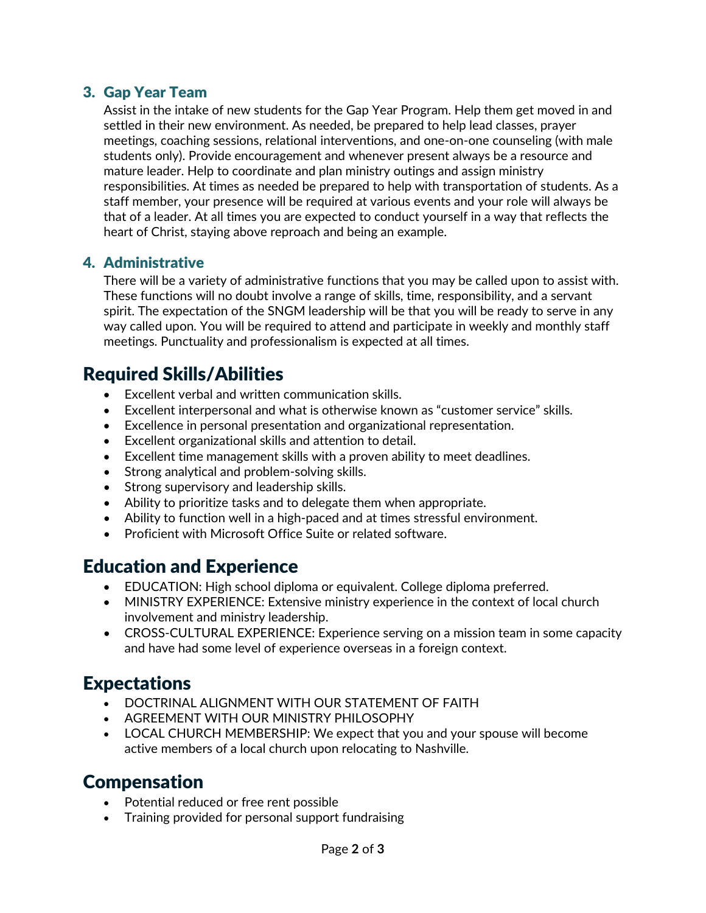### 3. Gap Year Team

Assist in the intake of new students for the Gap Year Program. Help them get moved in and settled in their new environment. As needed, be prepared to help lead classes, prayer meetings, coaching sessions, relational interventions, and one-on-one counseling (with male students only). Provide encouragement and whenever present always be a resource and mature leader. Help to coordinate and plan ministry outings and assign ministry responsibilities. At times as needed be prepared to help with transportation of students. As a staff member, your presence will be required at various events and your role will always be that of a leader. At all times you are expected to conduct yourself in a way that reflects the heart of Christ, staying above reproach and being an example.

### 4. Administrative

There will be a variety of administrative functions that you may be called upon to assist with. These functions will no doubt involve a range of skills, time, responsibility, and a servant spirit. The expectation of the SNGM leadership will be that you will be ready to serve in any way called upon. You will be required to attend and participate in weekly and monthly staff meetings. Punctuality and professionalism is expected at all times.

## Required Skills/Abilities

- Excellent verbal and written communication skills.
- Excellent interpersonal and what is otherwise known as "customer service" skills.
- Excellence in personal presentation and organizational representation.
- Excellent organizational skills and attention to detail.
- Excellent time management skills with a proven ability to meet deadlines.
- Strong analytical and problem-solving skills.
- Strong supervisory and leadership skills.
- Ability to prioritize tasks and to delegate them when appropriate.
- Ability to function well in a high-paced and at times stressful environment.
- Proficient with Microsoft Office Suite or related software.

## Education and Experience

- EDUCATION: High school diploma or equivalent. College diploma preferred.
- MINISTRY EXPERIENCE: Extensive ministry experience in the context of local church involvement and ministry leadership.
- CROSS-CULTURAL EXPERIENCE: Experience serving on a mission team in some capacity and have had some level of experience overseas in a foreign context.

## Expectations

- DOCTRINAL ALIGNMENT WITH OUR STATEMENT OF FAITH
- AGREEMENT WITH OUR MINISTRY PHILOSOPHY
- LOCAL CHURCH MEMBERSHIP: We expect that you and your spouse will become active members of a local church upon relocating to Nashville.

## Compensation

- Potential reduced or free rent possible
- Training provided for personal support fundraising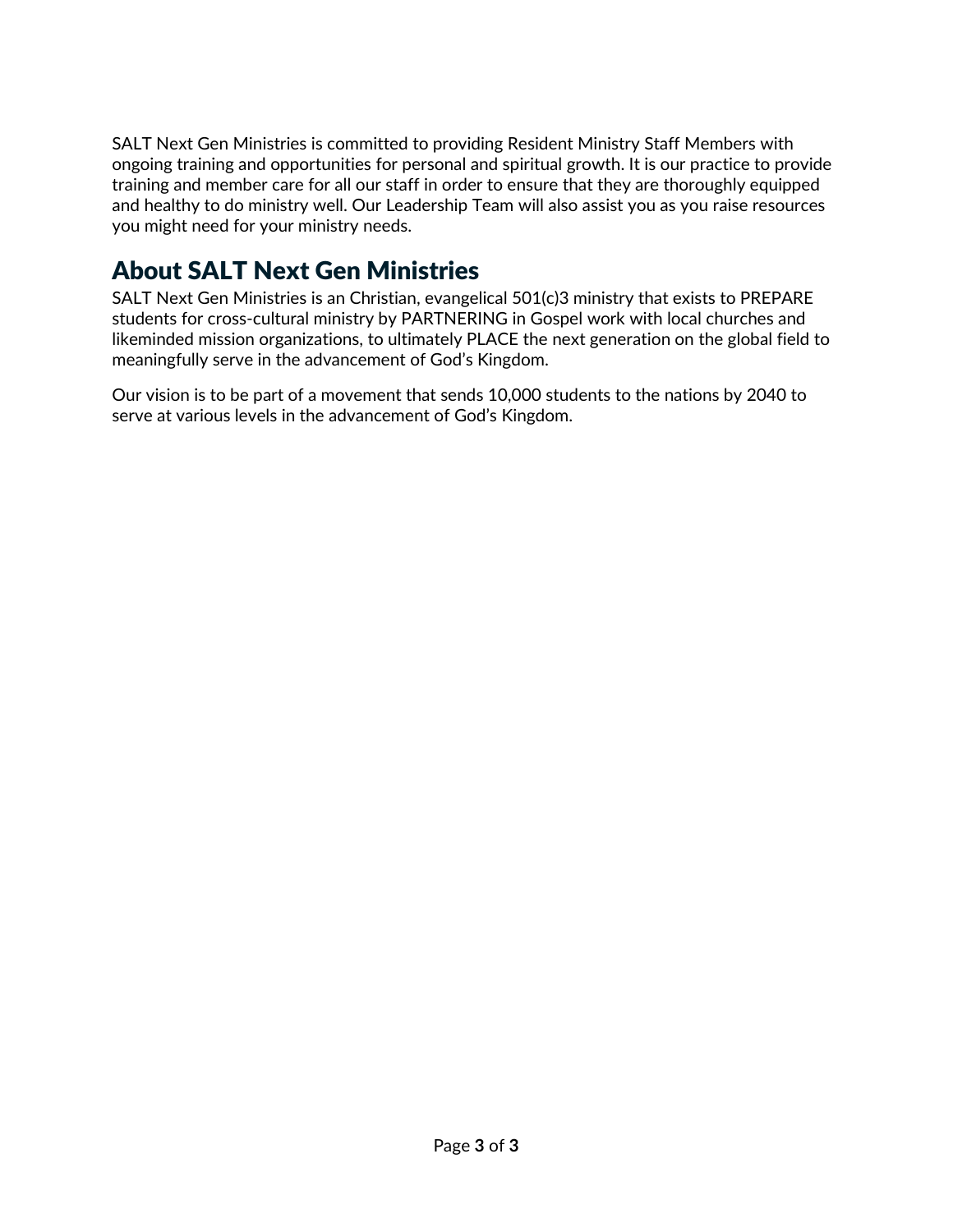SALT Next Gen Ministries is committed to providing Resident Ministry Staff Members with ongoing training and opportunities for personal and spiritual growth. It is our practice to provide training and member care for all our staff in order to ensure that they are thoroughly equipped and healthy to do ministry well. Our Leadership Team will also assist you as you raise resources you might need for your ministry needs.

## About SALT Next Gen Ministries

SALT Next Gen Ministries is an Christian, evangelical 501(c)3 ministry that exists to PREPARE students for cross-cultural ministry by PARTNERING in Gospel work with local churches and likeminded mission organizations, to ultimately PLACE the next generation on the global field to meaningfully serve in the advancement of God's Kingdom.

Our vision is to be part of a movement that sends 10,000 students to the nations by 2040 to serve at various levels in the advancement of God's Kingdom.